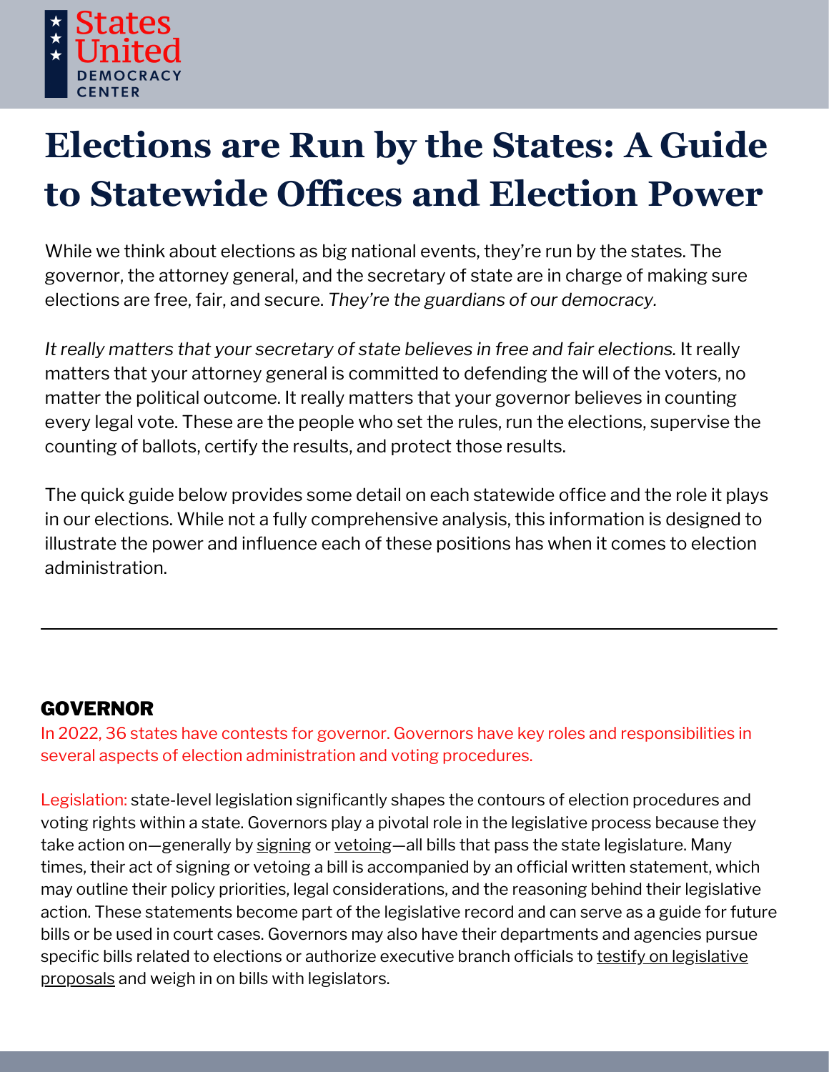States United DEMOCRACY CENTER

# Elections are Run by the States: A Guide to Statewide Offices and Election Power

While we think about elections as big national events, they're run by the states. The governor, the attorney general, and the secretary of state are in charge of making sure elections are free, fair, and secure. *They're the guardians of our democracy.*

*It really matters that your secretary of state believes in free and fair elections.* It really matters that your attorney general is committed to defending the will of the voters, no matter the political outcome. It really matters that your governor believes in counting every legal vote. These are the people who set the rules, run the elections, supervise the counting of ballots, certify the results, and protect those results.

The quick guide below provides some detail on each statewide office and the role it plays in our elections. While not a fully comprehensive analysis, this information is designed to illustrate the power and influence each of these positions has when it comes to election administration.

---

## GOVERNOR

In 2022, 36 states have contests for governor. Governors have key roles and responsibilities in several aspects of election administration and voting procedures.

Legislation: state-level legislation significantly shapes the contours of election procedures and voting rights within a state. Governors play a pivotal role in the legislative process because they take action on—generally by signing or vetoing—all bills that pass the state legislature. Many times, their act of signing or vetoing a bill is accompanied by an official written statement, which may outline their policy priorities, legal considerations, and the reasoning behind their legislative action. These statements become part of the legislative record and can serve as a guide for future bills or be used in court cases. Governors may also have their departments and agencies pursue specific bills related to elections or authorize executive branch officials to testify on legislative proposals and weigh in on bills with legislators.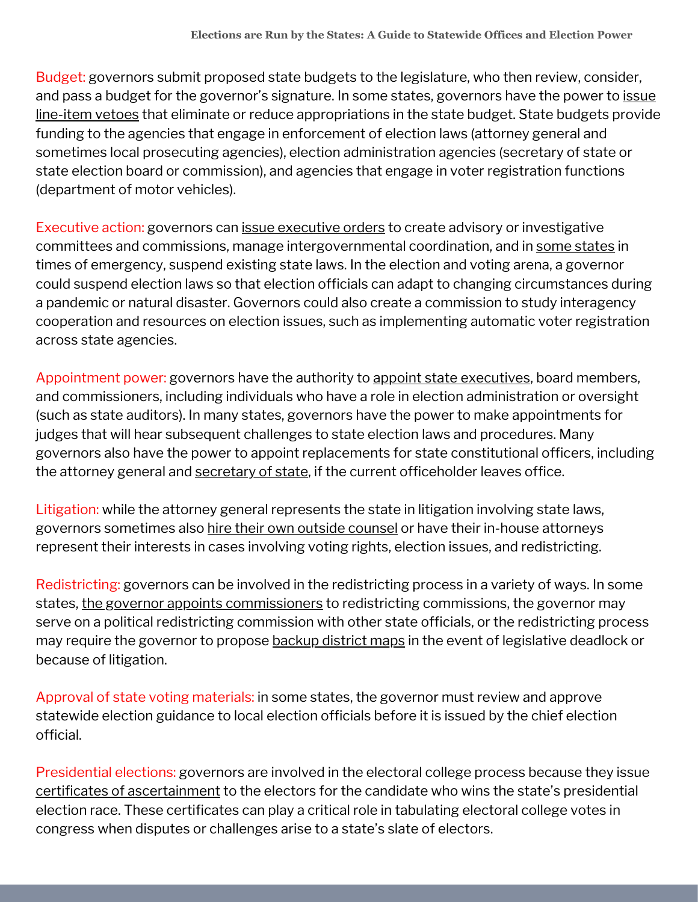Budget: governors submit proposed state budgets to the legislature, who then review, consider, and pass a budget for the governor's signature. In some states, governors have the power to issue line-item vetoes that eliminate or reduce appropriations in the state budget. State budgets provide funding to the agencies that engage in enforcement of election laws (attorney general and sometimes local prosecuting agencies), election administration agencies (secretary of state or state election board or commission), and agencies that engage in voter registration functions (department of motor vehicles).

Executive action: governors can issue executive orders to create advisory or investigative committees and commissions, manage intergovernmental coordination, and in some states in times of emergency, suspend existing state laws. In the election and voting arena, a governor could suspend election laws so that election officials can adapt to changing circumstances during a pandemic or natural disaster. Governors could also create a commission to study interagency cooperation and resources on election issues, such as implementing automatic voter registration across state agencies.

Appointment power: governors have the authority to appoint state executives, board members, and commissioners, including individuals who have a role in election administration or oversight (such as state auditors). In many states, governors have the power to make appointments for judges that will hear subsequent challenges to state election laws and procedures. Many governors also have the power to appoint replacements for state constitutional officers, including the attorney general and secretary of state, if the current officeholder leaves office.

Litigation: while the attorney general represents the state in litigation involving state laws, governors sometimes also hire their own outside counsel or have their in-house attorneys represent their interests in cases involving voting rights, election issues, and redistricting.

Redistricting: governors can be involved in the redistricting process in a variety of ways. In some states, the governor appoints commissioners to redistricting commissions, the governor may serve on a political redistricting commission with other state officials, or the redistricting process may require the governor to propose backup district maps in the event of legislative deadlock or because of litigation.

Approval of state voting materials: in some states, the governor must review and approve statewide election guidance to local election officials before it is issued by the chief election official.

Presidential elections: governors are involved in the electoral college process because they issue certificates of ascertainment to the electors for the candidate who wins the state's presidential election race. These certificates can play a critical role in tabulating electoral college votes in congress when disputes or challenges arise to a state's slate of electors.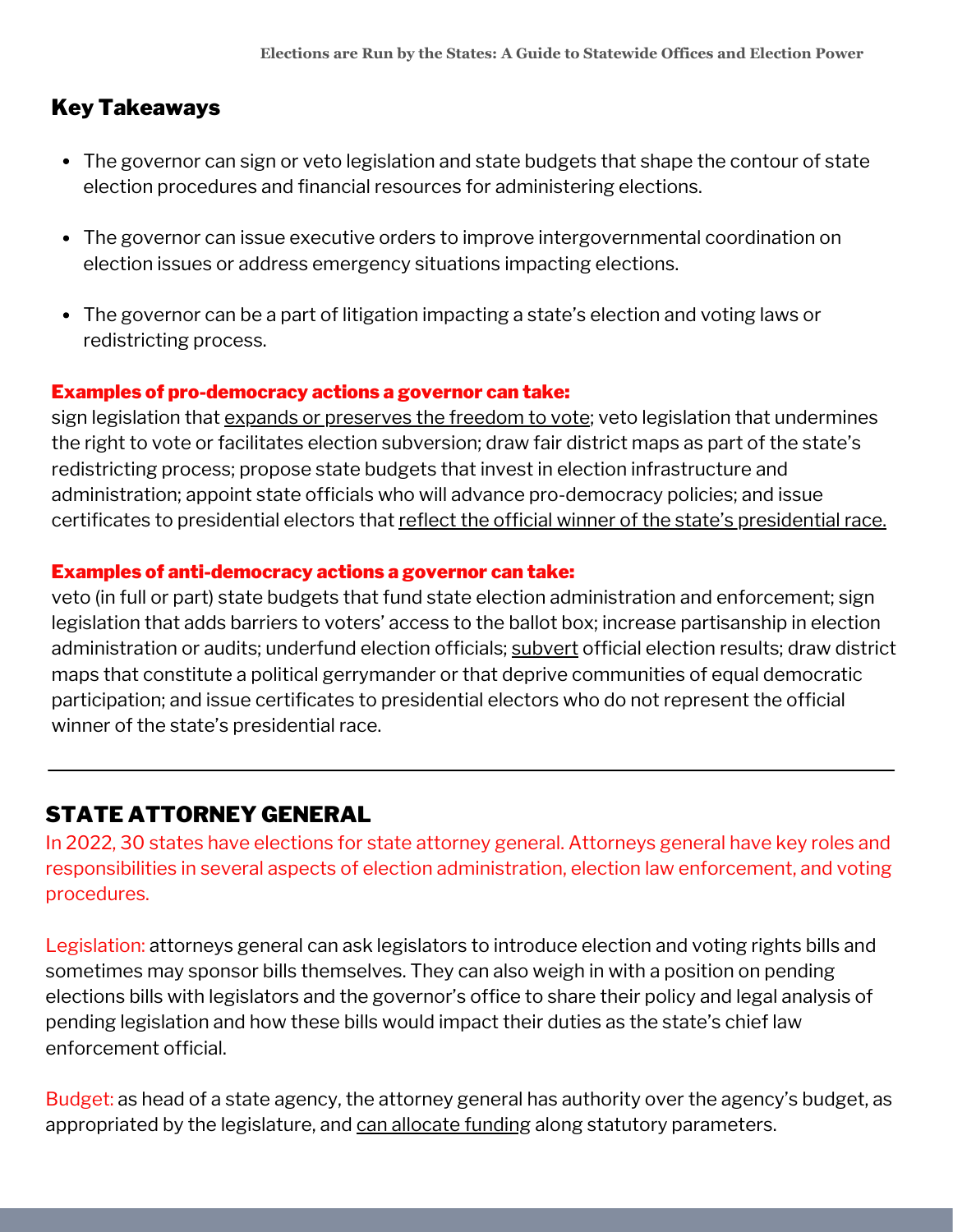## Key Takeaways

- The governor can sign or veto legislation and state budgets that shape the contour of state election procedures and financial resources for administering elections.
- The governor can issue executive orders to improve intergovernmental coordination on election issues or address emergency situations impacting elections.
- The governor can be a part of litigation impacting a state's election and voting laws or redistricting process.

**Examples of pro-democracy actions a governor can take:**
sign legislation that expands or preserves the freedom to vote; veto legislation that undermines the right to vote or facilitates election subversion; draw fair district maps as part of the state's redistricting process; propose state budgets that invest in election infrastructure and administration; appoint state officials who will advance pro-democracy policies; and issue certificates to presidential electors that reflect the official winner of the state's presidential race.

**Examples of anti-democracy actions a governor can take:**
veto (in full or part) state budgets that fund state election administration and enforcement; sign legislation that adds barriers to voters' access to the ballot box; increase partisanship in election administration or audits; underfund election officials; subvert official election results; draw district maps that constitute a political gerrymander or that deprive communities of equal democratic participation; and issue certificates to presidential electors who do not represent the official winner of the state's presidential race.

---

## STATE ATTORNEY GENERAL

In 2022, 30 states have elections for state attorney general. Attorneys general have key roles and responsibilities in several aspects of election administration, election law enforcement, and voting procedures.

Legislation: attorneys general can ask legislators to introduce election and voting rights bills and sometimes may sponsor bills themselves. They can also weigh in with a position on pending elections bills with legislators and the governor's office to share their policy and legal analysis of pending legislation and how these bills would impact their duties as the state's chief law enforcement official.

Budget: as head of a state agency, the attorney general has authority over the agency's budget, as appropriated by the legislature, and can allocate funding along statutory parameters.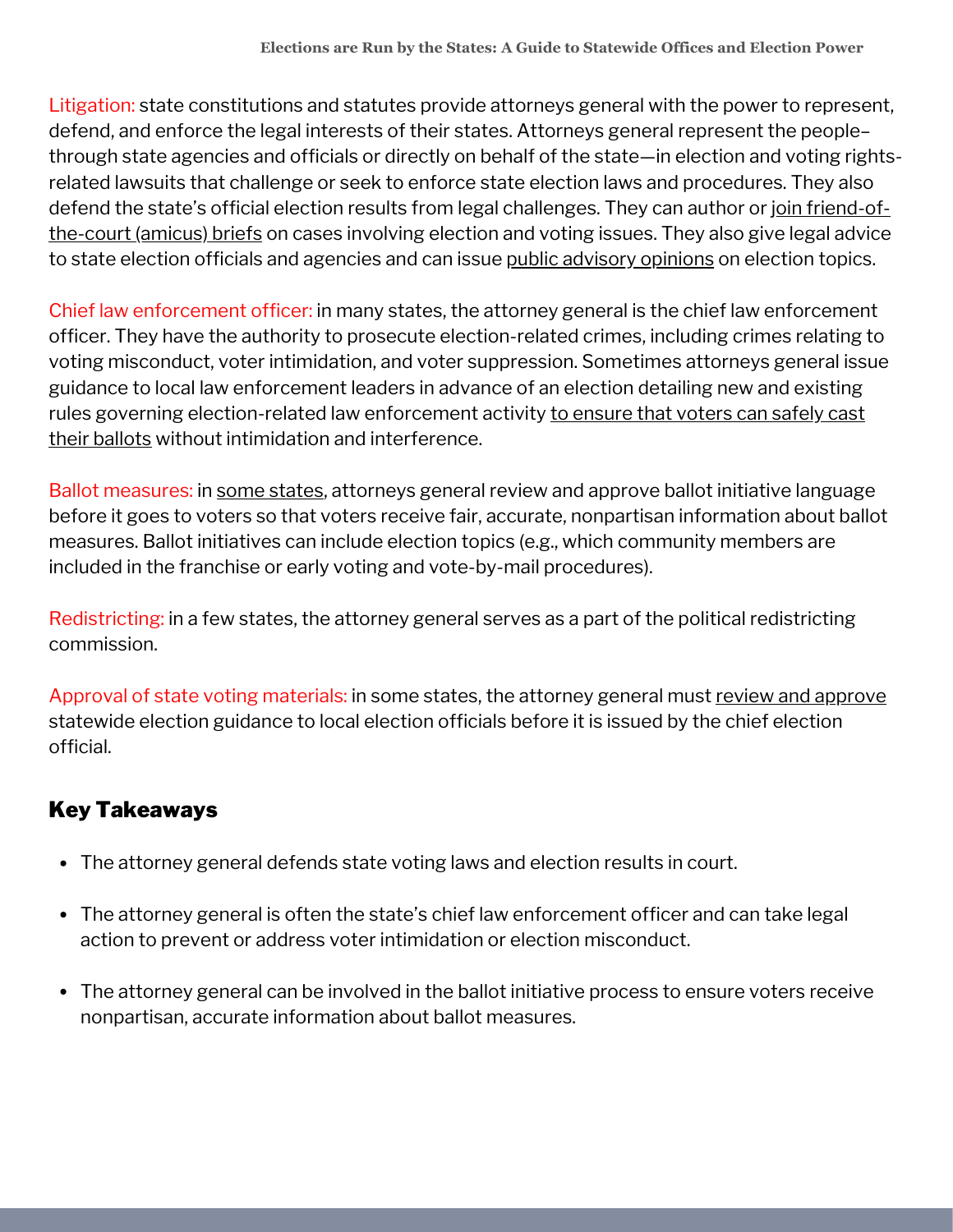Litigation: state constitutions and statutes provide attorneys general with the power to represent, defend, and enforce the legal interests of their states. Attorneys general represent the people–through state agencies and officials or directly on behalf of the state—in election and voting rights-related lawsuits that challenge or seek to enforce state election laws and procedures. They also defend the state's official election results from legal challenges. They can author or join friend-of-the-court (amicus) briefs on cases involving election and voting issues. They also give legal advice to state election officials and agencies and can issue public advisory opinions on election topics.

Chief law enforcement officer: in many states, the attorney general is the chief law enforcement officer. They have the authority to prosecute election-related crimes, including crimes relating to voting misconduct, voter intimidation, and voter suppression. Sometimes attorneys general issue guidance to local law enforcement leaders in advance of an election detailing new and existing rules governing election-related law enforcement activity to ensure that voters can safely cast their ballots without intimidation and interference.

Ballot measures: in some states, attorneys general review and approve ballot initiative language before it goes to voters so that voters receive fair, accurate, nonpartisan information about ballot measures. Ballot initiatives can include election topics (e.g., which community members are included in the franchise or early voting and vote-by-mail procedures).

Redistricting: in a few states, the attorney general serves as a part of the political redistricting commission.

Approval of state voting materials: in some states, the attorney general must review and approve statewide election guidance to local election officials before it is issued by the chief election official.

## Key Takeaways

- The attorney general defends state voting laws and election results in court.
- The attorney general is often the state's chief law enforcement officer and can take legal action to prevent or address voter intimidation or election misconduct.
- The attorney general can be involved in the ballot initiative process to ensure voters receive nonpartisan, accurate information about ballot measures.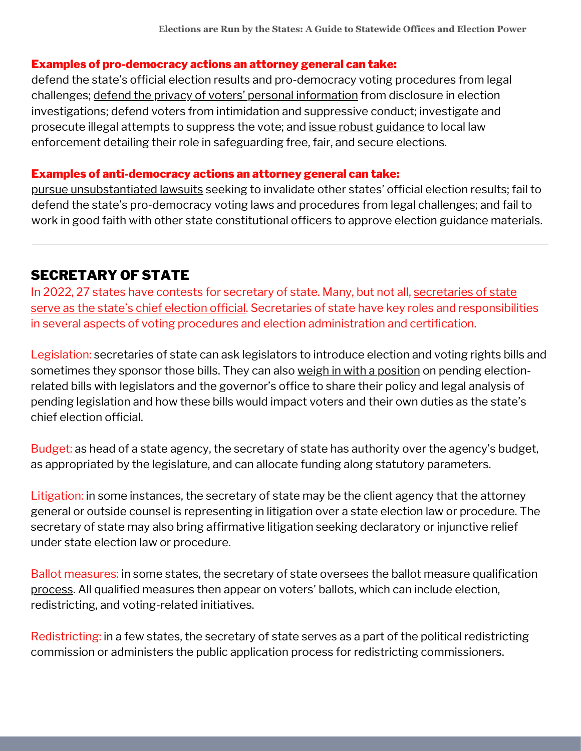**Examples of pro-democracy actions an attorney general can take:**
defend the state's official election results and pro-democracy voting procedures from legal challenges; defend the privacy of voters' personal information from disclosure in election investigations; defend voters from intimidation and suppressive conduct; investigate and prosecute illegal attempts to suppress the vote; and issue robust guidance to local law enforcement detailing their role in safeguarding free, fair, and secure elections.

**Examples of anti-democracy actions an attorney general can take:**
pursue unsubstantiated lawsuits seeking to invalidate other states' official election results; fail to defend the state's pro-democracy voting laws and procedures from legal challenges; and fail to work in good faith with other state constitutional officers to approve election guidance materials.

---

## SECRETARY OF STATE

In 2022, 27 states have contests for secretary of state. Many, but not all, secretaries of state serve as the state's chief election official. Secretaries of state have key roles and responsibilities in several aspects of voting procedures and election administration and certification.

Legislation: secretaries of state can ask legislators to introduce election and voting rights bills and sometimes they sponsor those bills. They can also weigh in with a position on pending election-related bills with legislators and the governor's office to share their policy and legal analysis of pending legislation and how these bills would impact voters and their own duties as the state's chief election official.

Budget: as head of a state agency, the secretary of state has authority over the agency's budget, as appropriated by the legislature, and can allocate funding along statutory parameters.

Litigation: in some instances, the secretary of state may be the client agency that the attorney general or outside counsel is representing in litigation over a state election law or procedure. The secretary of state may also bring affirmative litigation seeking declaratory or injunctive relief under state election law or procedure.

Ballot measures: in some states, the secretary of state oversees the ballot measure qualification process. All qualified measures then appear on voters' ballots, which can include election, redistricting, and voting-related initiatives.

Redistricting: in a few states, the secretary of state serves as a part of the political redistricting commission or administers the public application process for redistricting commissioners.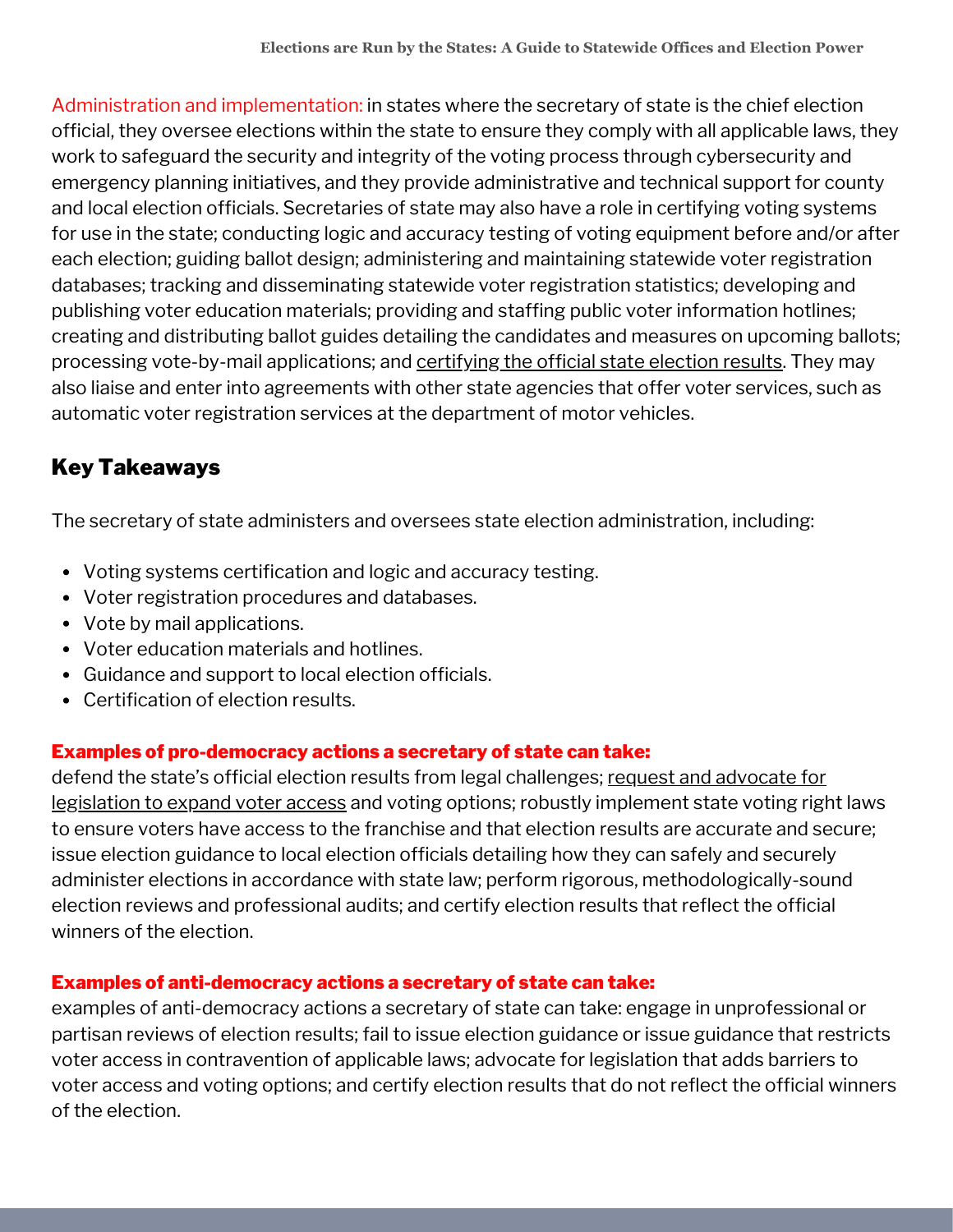Administration and implementation: in states where the secretary of state is the chief election official, they oversee elections within the state to ensure they comply with all applicable laws, they work to safeguard the security and integrity of the voting process through cybersecurity and emergency planning initiatives, and they provide administrative and technical support for county and local election officials. Secretaries of state may also have a role in certifying voting systems for use in the state; conducting logic and accuracy testing of voting equipment before and/or after each election; guiding ballot design; administering and maintaining statewide voter registration databases; tracking and disseminating statewide voter registration statistics; developing and publishing voter education materials; providing and staffing public voter information hotlines; creating and distributing ballot guides detailing the candidates and measures on upcoming ballots; processing vote-by-mail applications; and certifying the official state election results. They may also liaise and enter into agreements with other state agencies that offer voter services, such as automatic voter registration services at the department of motor vehicles.

## Key Takeaways

The secretary of state administers and oversees state election administration, including:

- Voting systems certification and logic and accuracy testing.
- Voter registration procedures and databases.
- Vote by mail applications.
- Voter education materials and hotlines.
- Guidance and support to local election officials.
- Certification of election results.

**Examples of pro-democracy actions a secretary of state can take:**
defend the state's official election results from legal challenges; request and advocate for legislation to expand voter access and voting options; robustly implement state voting right laws to ensure voters have access to the franchise and that election results are accurate and secure; issue election guidance to local election officials detailing how they can safely and securely administer elections in accordance with state law; perform rigorous, methodologically-sound election reviews and professional audits; and certify election results that reflect the official winners of the election.

**Examples of anti-democracy actions a secretary of state can take:**
examples of anti-democracy actions a secretary of state can take: engage in unprofessional or partisan reviews of election results; fail to issue election guidance or issue guidance that restricts voter access in contravention of applicable laws; advocate for legislation that adds barriers to voter access and voting options; and certify election results that do not reflect the official winners of the election.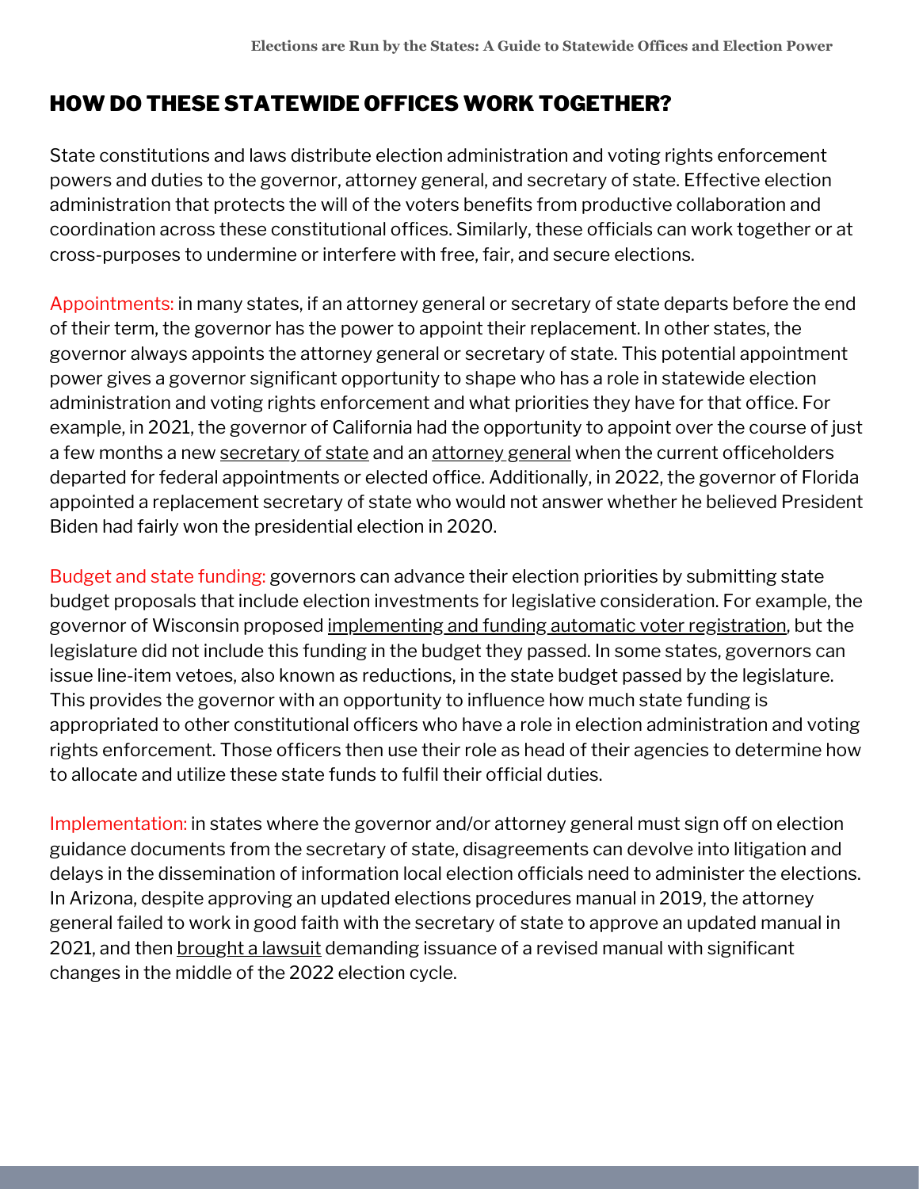## HOW DO THESE STATEWIDE OFFICES WORK TOGETHER?

State constitutions and laws distribute election administration and voting rights enforcement powers and duties to the governor, attorney general, and secretary of state. Effective election administration that protects the will of the voters benefits from productive collaboration and coordination across these constitutional offices. Similarly, these officials can work together or at cross-purposes to undermine or interfere with free, fair, and secure elections.

Appointments: in many states, if an attorney general or secretary of state departs before the end of their term, the governor has the power to appoint their replacement. In other states, the governor always appoints the attorney general or secretary of state. This potential appointment power gives a governor significant opportunity to shape who has a role in statewide election administration and voting rights enforcement and what priorities they have for that office. For example, in 2021, the governor of California had the opportunity to appoint over the course of just a few months a new secretary of state and an attorney general when the current officeholders departed for federal appointments or elected office. Additionally, in 2022, the governor of Florida appointed a replacement secretary of state who would not answer whether he believed President Biden had fairly won the presidential election in 2020.

Budget and state funding: governors can advance their election priorities by submitting state budget proposals that include election investments for legislative consideration. For example, the governor of Wisconsin proposed implementing and funding automatic voter registration, but the legislature did not include this funding in the budget they passed. In some states, governors can issue line-item vetoes, also known as reductions, in the state budget passed by the legislature. This provides the governor with an opportunity to influence how much state funding is appropriated to other constitutional officers who have a role in election administration and voting rights enforcement. Those officers then use their role as head of their agencies to determine how to allocate and utilize these state funds to fulfil their official duties.

Implementation: in states where the governor and/or attorney general must sign off on election guidance documents from the secretary of state, disagreements can devolve into litigation and delays in the dissemination of information local election officials need to administer the elections. In Arizona, despite approving an updated elections procedures manual in 2019, the attorney general failed to work in good faith with the secretary of state to approve an updated manual in 2021, and then brought a lawsuit demanding issuance of a revised manual with significant changes in the middle of the 2022 election cycle.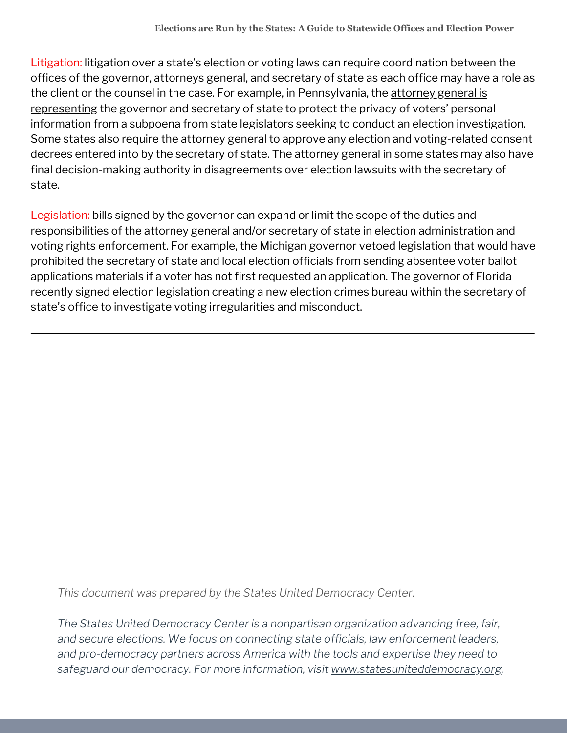**Litigation:** litigation over a state's election or voting laws can require coordination between the offices of the governor, attorneys general, and secretary of state as each office may have a role as the client or the counsel in the case. For example, in Pennsylvania, the attorney general is representing the governor and secretary of state to protect the privacy of voters' personal information from a subpoena from state legislators seeking to conduct an election investigation. Some states also require the attorney general to approve any election and voting-related consent decrees entered into by the secretary of state. The attorney general in some states may also have final decision-making authority in disagreements over election lawsuits with the secretary of state.

**Legislation:** bills signed by the governor can expand or limit the scope of the duties and responsibilities of the attorney general and/or secretary of state in election administration and voting rights enforcement. For example, the Michigan governor vetoed legislation that would have prohibited the secretary of state and local election officials from sending absentee voter ballot applications materials if a voter has not first requested an application. The governor of Florida recently signed election legislation creating a new election crimes bureau within the secretary of state's office to investigate voting irregularities and misconduct.

---

*This document was prepared by the States United Democracy Center.*

*The States United Democracy Center is a nonpartisan organization advancing free, fair, and secure elections. We focus on connecting state officials, law enforcement leaders, and pro-democracy partners across America with the tools and expertise they need to safeguard our democracy. For more information, visit www.statesuniteddemocracy.org.*